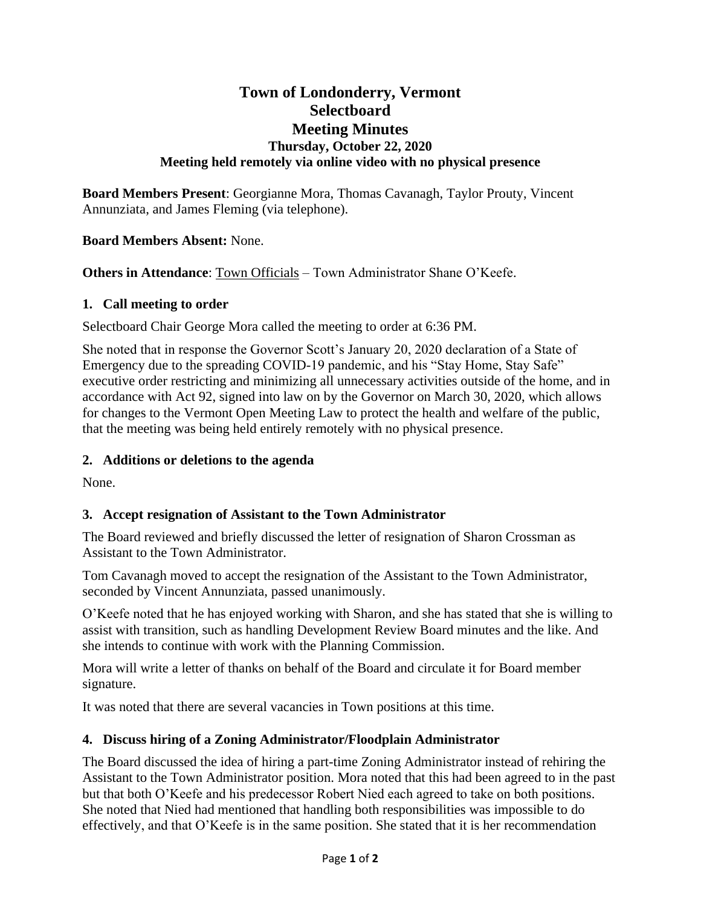# Town of Londonderry, Vermont
# Selectboard
# Meeting Minutes
### Thursday, October 22, 2020
### Meeting held remotely via online video with no physical presence

**Board Members Present**: Georgianne Mora, Thomas Cavanagh, Taylor Prouty, Vincent Annunziata, and James Fleming (via telephone).

**Board Members Absent:** None.

**Others in Attendance**: Town Officials – Town Administrator Shane O'Keefe.

## 1. Call meeting to order

Selectboard Chair George Mora called the meeting to order at 6:36 PM.

She noted that in response the Governor Scott's January 20, 2020 declaration of a State of Emergency due to the spreading COVID-19 pandemic, and his "Stay Home, Stay Safe" executive order restricting and minimizing all unnecessary activities outside of the home, and in accordance with Act 92, signed into law on by the Governor on March 30, 2020, which allows for changes to the Vermont Open Meeting Law to protect the health and welfare of the public, that the meeting was being held entirely remotely with no physical presence.

## 2. Additions or deletions to the agenda

None.

## 3. Accept resignation of Assistant to the Town Administrator

The Board reviewed and briefly discussed the letter of resignation of Sharon Crossman as Assistant to the Town Administrator.

Tom Cavanagh moved to accept the resignation of the Assistant to the Town Administrator, seconded by Vincent Annunziata, passed unanimously.

O'Keefe noted that he has enjoyed working with Sharon, and she has stated that she is willing to assist with transition, such as handling Development Review Board minutes and the like. And she intends to continue with work with the Planning Commission.

Mora will write a letter of thanks on behalf of the Board and circulate it for Board member signature.

It was noted that there are several vacancies in Town positions at this time.

## 4. Discuss hiring of a Zoning Administrator/Floodplain Administrator

The Board discussed the idea of hiring a part-time Zoning Administrator instead of rehiring the Assistant to the Town Administrator position. Mora noted that this had been agreed to in the past but that both O'Keefe and his predecessor Robert Nied each agreed to take on both positions. She noted that Nied had mentioned that handling both responsibilities was impossible to do effectively, and that O'Keefe is in the same position. She stated that it is her recommendation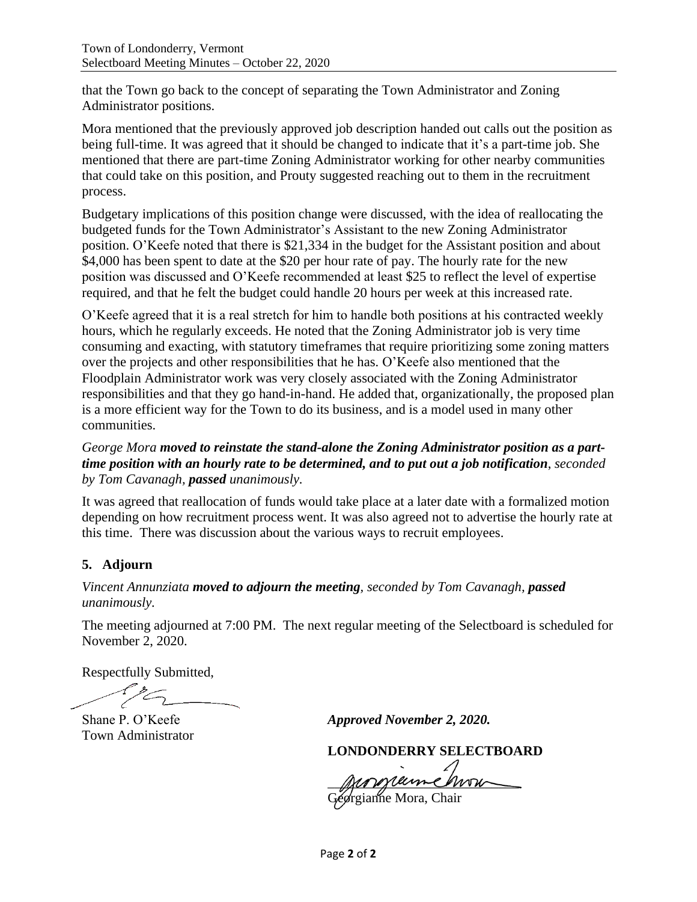that the Town go back to the concept of separating the Town Administrator and Zoning Administrator positions.

Mora mentioned that the previously approved job description handed out calls out the position as being full-time. It was agreed that it should be changed to indicate that it's a part-time job. She mentioned that there are part-time Zoning Administrator working for other nearby communities that could take on this position, and Prouty suggested reaching out to them in the recruitment process.

Budgetary implications of this position change were discussed, with the idea of reallocating the budgeted funds for the Town Administrator's Assistant to the new Zoning Administrator position. O'Keefe noted that there is $21,334 in the budget for the Assistant position and about $4,000 has been spent to date at the $20 per hour rate of pay. The hourly rate for the new position was discussed and O'Keefe recommended at least $25 to reflect the level of expertise required, and that he felt the budget could handle 20 hours per week at this increased rate.

O'Keefe agreed that it is a real stretch for him to handle both positions at his contracted weekly hours, which he regularly exceeds. He noted that the Zoning Administrator job is very time consuming and exacting, with statutory timeframes that require prioritizing some zoning matters over the projects and other responsibilities that he has. O'Keefe also mentioned that the Floodplain Administrator work was very closely associated with the Zoning Administrator responsibilities and that they go hand-in-hand. He added that, organizationally, the proposed plan is a more efficient way for the Town to do its business, and is a model used in many other communities.

*George Mora* ***moved to reinstate the stand-alone the Zoning Administrator position as a part-time position with an hourly rate to be determined, and to put out a job notification****, seconded by Tom Cavanagh,* ***passed*** *unanimously.*

It was agreed that reallocation of funds would take place at a later date with a formalized motion depending on how recruitment process went. It was also agreed not to advertise the hourly rate at this time. There was discussion about the various ways to recruit employees.

## 5. Adjourn

*Vincent Annunziata* ***moved to adjourn the meeting****, seconded by Tom Cavanagh,* ***passed*** *unanimously.*

The meeting adjourned at 7:00 PM. The next regular meeting of the Selectboard is scheduled for November 2, 2020.

Respectfully Submitted,

Shane P. O'Keefe
Town Administrator

***Approved November 2, 2020.***

**LONDONDERRY SELECTBOARD**

Georgianne Mora, Chair